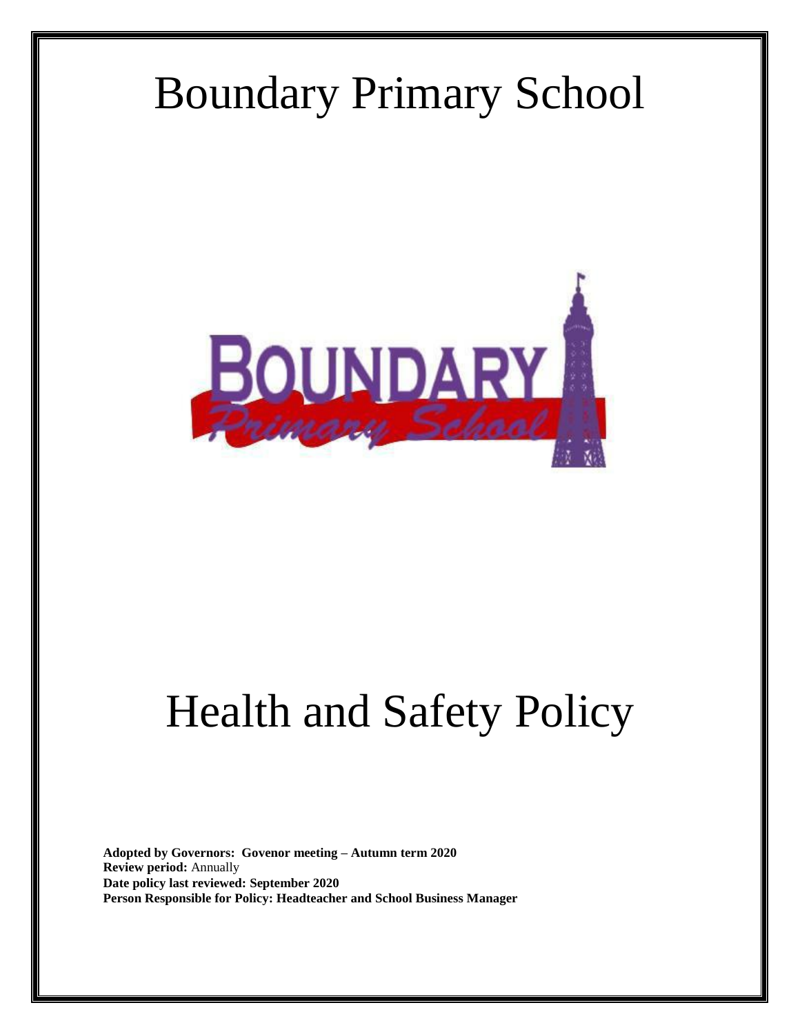# Boundary Primary School

# Health and Safety Policy

**Adopted by Governors: Govenor meeting – Autumn term 2020**
**Review period:** Annually
**Date policy last reviewed: September 2020**
**Person Responsible for Policy: Headteacher and School Business Manager**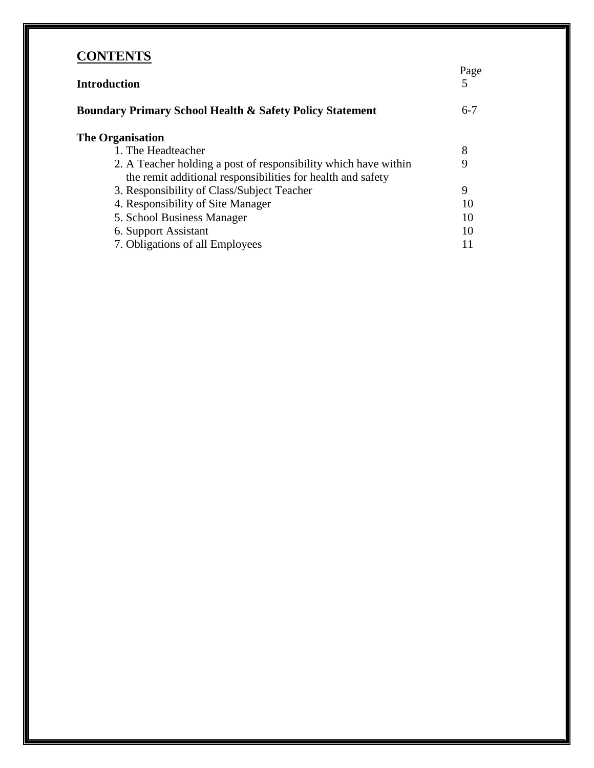## CONTENTS

| | Page |
|---|---|
| **Introduction** | 5 |
| **Boundary Primary School Health & Safety Policy Statement** | 6-7 |
| **The Organisation** | |
| 1. The Headteacher | 8 |
| 2. A Teacher holding a post of responsibility which have within the remit additional responsibilities for health and safety | 9 |
| 3. Responsibility of Class/Subject Teacher | 9 |
| 4. Responsibility of Site Manager | 10 |
| 5. School Business Manager | 10 |
| 6. Support Assistant | 10 |
| 7. Obligations of all Employees | 11 |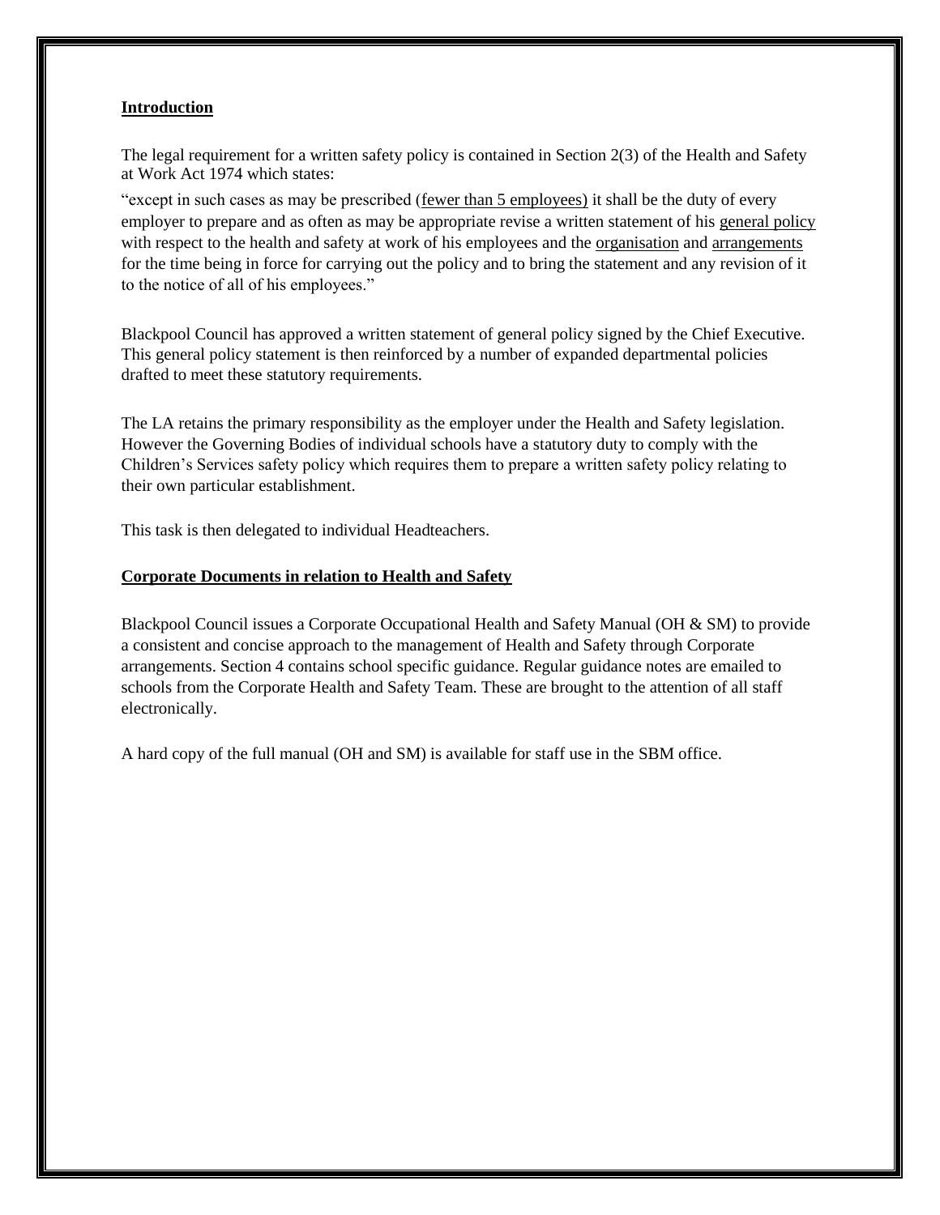## Introduction

The legal requirement for a written safety policy is contained in Section 2(3) of the Health and Safety at Work Act 1974 which states:

"except in such cases as may be prescribed (fewer than 5 employees) it shall be the duty of every employer to prepare and as often as may be appropriate revise a written statement of his general policy with respect to the health and safety at work of his employees and the organisation and arrangements for the time being in force for carrying out the policy and to bring the statement and any revision of it to the notice of all of his employees."

Blackpool Council has approved a written statement of general policy signed by the Chief Executive. This general policy statement is then reinforced by a number of expanded departmental policies drafted to meet these statutory requirements.

The LA retains the primary responsibility as the employer under the Health and Safety legislation. However the Governing Bodies of individual schools have a statutory duty to comply with the Children's Services safety policy which requires them to prepare a written safety policy relating to their own particular establishment.

This task is then delegated to individual Headteachers.

## Corporate Documents in relation to Health and Safety

Blackpool Council issues a Corporate Occupational Health and Safety Manual (OH & SM) to provide a consistent and concise approach to the management of Health and Safety through Corporate arrangements. Section 4 contains school specific guidance. Regular guidance notes are emailed to schools from the Corporate Health and Safety Team. These are brought to the attention of all staff electronically.

A hard copy of the full manual (OH and SM) is available for staff use in the SBM office.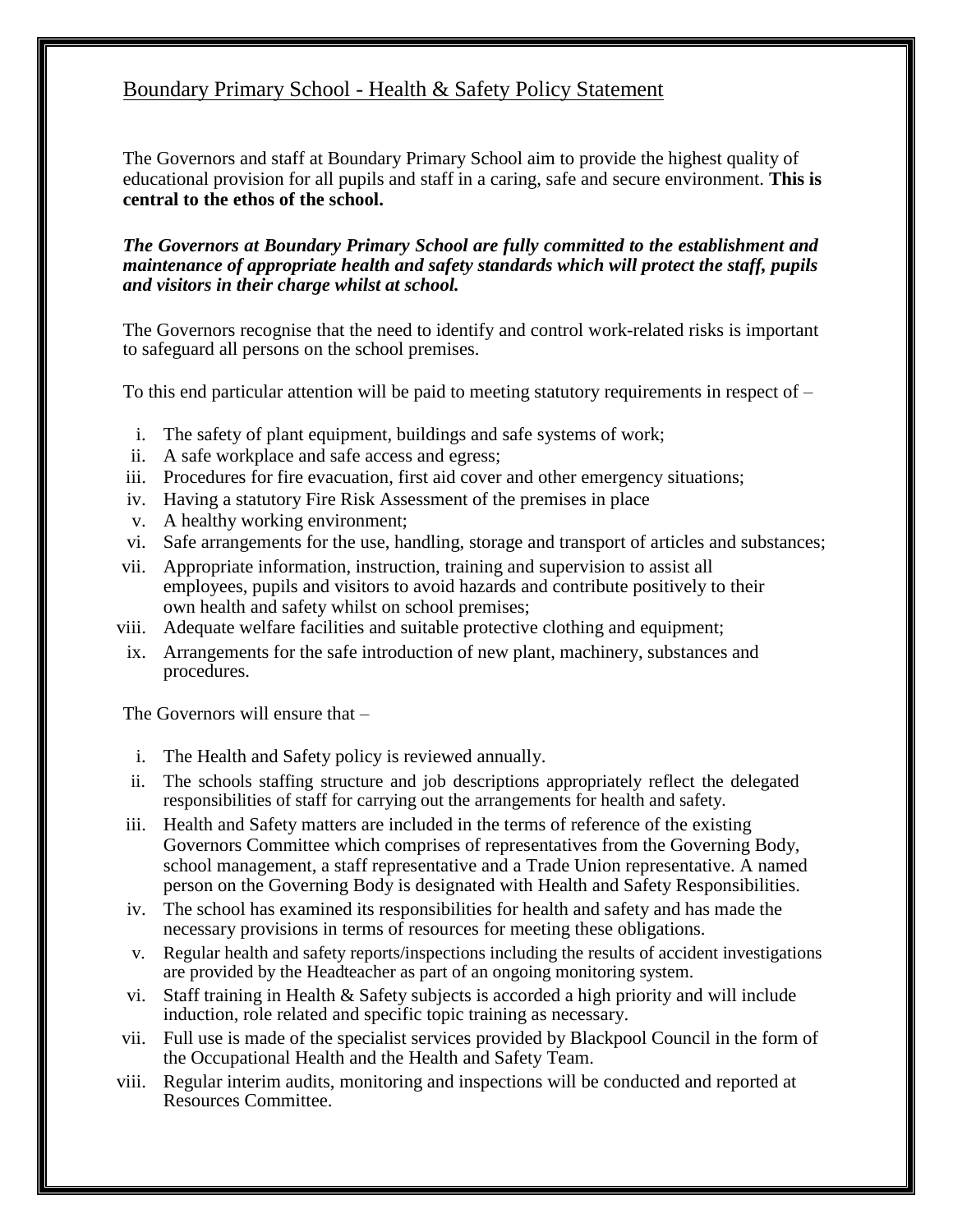## Boundary Primary School - Health & Safety Policy Statement

The Governors and staff at Boundary Primary School aim to provide the highest quality of educational provision for all pupils and staff in a caring, safe and secure environment. **This is central to the ethos of the school.**

***The Governors at Boundary Primary School are fully committed to the establishment and maintenance of appropriate health and safety standards which will protect the staff, pupils and visitors in their charge whilst at school.***

The Governors recognise that the need to identify and control work-related risks is important to safeguard all persons on the school premises.

To this end particular attention will be paid to meeting statutory requirements in respect of –

i. The safety of plant equipment, buildings and safe systems of work;
ii. A safe workplace and safe access and egress;
iii. Procedures for fire evacuation, first aid cover and other emergency situations;
iv. Having a statutory Fire Risk Assessment of the premises in place
v. A healthy working environment;
vi. Safe arrangements for the use, handling, storage and transport of articles and substances;
vii. Appropriate information, instruction, training and supervision to assist all employees, pupils and visitors to avoid hazards and contribute positively to their own health and safety whilst on school premises;
viii. Adequate welfare facilities and suitable protective clothing and equipment;
ix. Arrangements for the safe introduction of new plant, machinery, substances and procedures.

The Governors will ensure that –

i. The Health and Safety policy is reviewed annually.
ii. The schools staffing structure and job descriptions appropriately reflect the delegated responsibilities of staff for carrying out the arrangements for health and safety.
iii. Health and Safety matters are included in the terms of reference of the existing Governors Committee which comprises of representatives from the Governing Body, school management, a staff representative and a Trade Union representative. A named person on the Governing Body is designated with Health and Safety Responsibilities.
iv. The school has examined its responsibilities for health and safety and has made the necessary provisions in terms of resources for meeting these obligations.
v. Regular health and safety reports/inspections including the results of accident investigations are provided by the Headteacher as part of an ongoing monitoring system.
vi. Staff training in Health & Safety subjects is accorded a high priority and will include induction, role related and specific topic training as necessary.
vii. Full use is made of the specialist services provided by Blackpool Council in the form of the Occupational Health and the Health and Safety Team.
viii. Regular interim audits, monitoring and inspections will be conducted and reported at Resources Committee.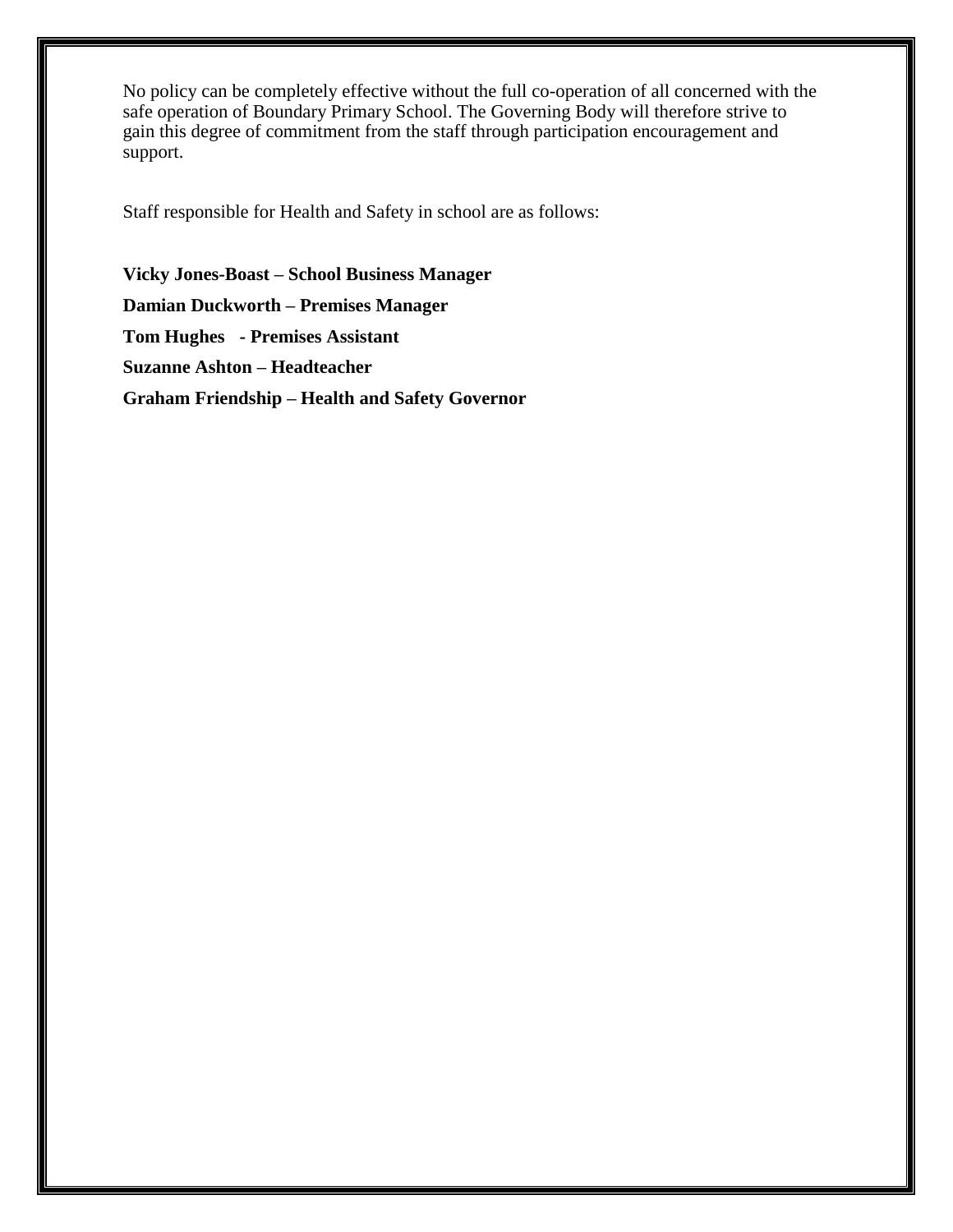No policy can be completely effective without the full co-operation of all concerned with the safe operation of Boundary Primary School. The Governing Body will therefore strive to gain this degree of commitment from the staff through participation encouragement and support.

Staff responsible for Health and Safety in school are as follows:

**Vicky Jones-Boast – School Business Manager**

**Damian Duckworth – Premises Manager**

**Tom Hughes - Premises Assistant**

**Suzanne Ashton – Headteacher**

**Graham Friendship – Health and Safety Governor**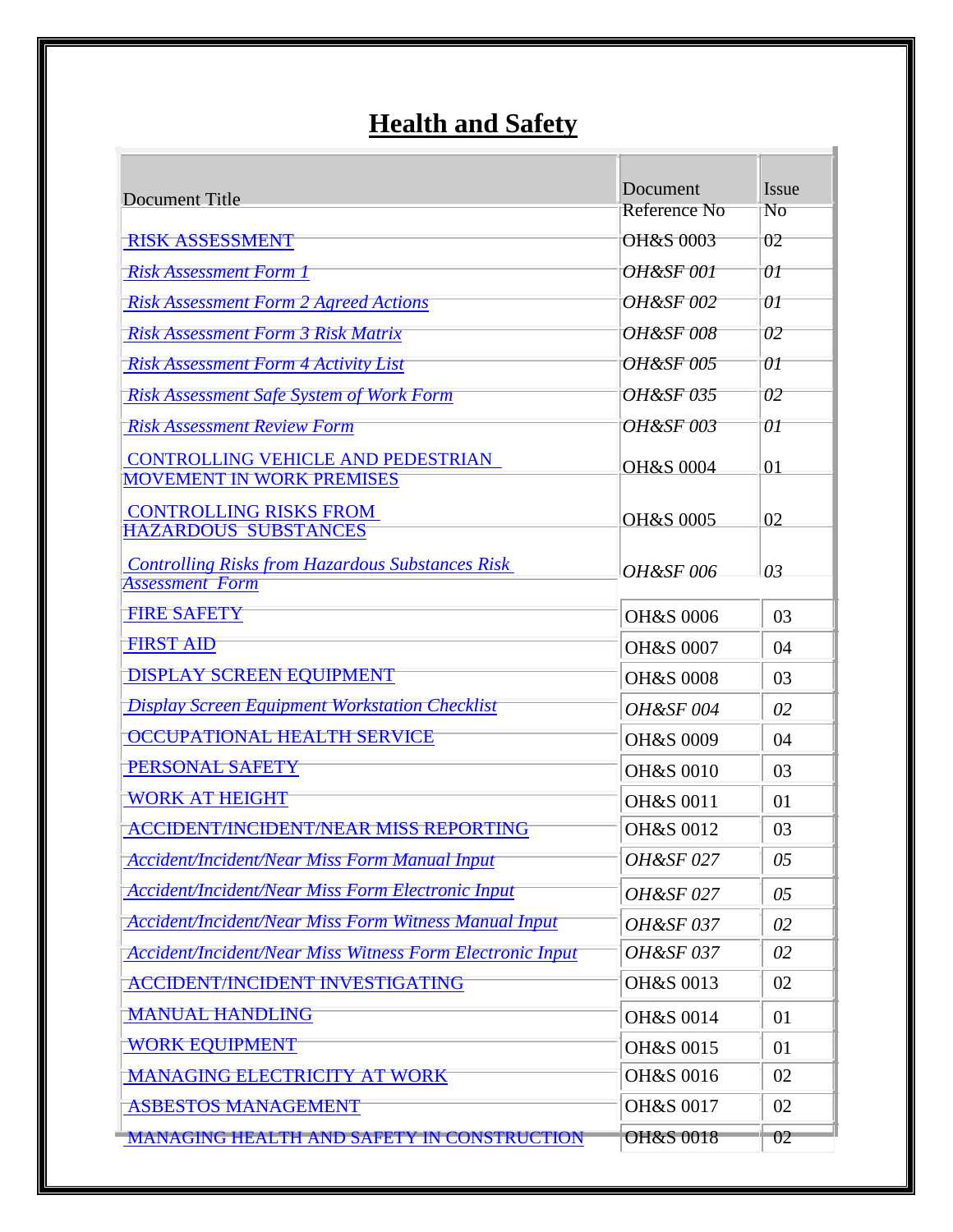# Health and Safety

| Document Title | Document Reference No | Issue No |
|---|---|---|
| RISK ASSESSMENT | OH&S 0003 | 02 |
| *Risk Assessment Form 1* | *OH&SF 001* | *01* |
| *Risk Assessment Form 2 Agreed Actions* | *OH&SF 002* | *01* |
| *Risk Assessment Form 3 Risk Matrix* | *OH&SF 008* | *02* |
| *Risk Assessment Form 4 Activity List* | *OH&SF 005* | *01* |
| *Risk Assessment Safe System of Work Form* | *OH&SF 035* | *02* |
| *Risk Assessment Review Form* | *OH&SF 003* | *01* |
| CONTROLLING VEHICLE AND PEDESTRIAN MOVEMENT IN WORK PREMISES | OH&S 0004 | 01 |
| CONTROLLING RISKS FROM HAZARDOUS SUBSTANCES | OH&S 0005 | 02 |
| *Controlling Risks from Hazardous Substances Risk Assessment Form* | *OH&SF 006* | *03* |
| FIRE SAFETY | OH&S 0006 | 03 |
| FIRST AID | OH&S 0007 | 04 |
| DISPLAY SCREEN EQUIPMENT | OH&S 0008 | 03 |
| *Display Screen Equipment Workstation Checklist* | *OH&SF 004* | *02* |
| OCCUPATIONAL HEALTH SERVICE | OH&S 0009 | 04 |
| PERSONAL SAFETY | OH&S 0010 | 03 |
| WORK AT HEIGHT | OH&S 0011 | 01 |
| ACCIDENT/INCIDENT/NEAR MISS REPORTING | OH&S 0012 | 03 |
| *Accident/Incident/Near Miss Form Manual Input* | *OH&SF 027* | *05* |
| *Accident/Incident/Near Miss Form Electronic Input* | *OH&SF 027* | *05* |
| *Accident/Incident/Near Miss Form Witness Manual Input* | *OH&SF 037* | *02* |
| *Accident/Incident/Near Miss Witness Form Electronic Input* | *OH&SF 037* | *02* |
| ACCIDENT/INCIDENT INVESTIGATING | OH&S 0013 | 02 |
| MANUAL HANDLING | OH&S 0014 | 01 |
| WORK EQUIPMENT | OH&S 0015 | 01 |
| MANAGING ELECTRICITY AT WORK | OH&S 0016 | 02 |
| ASBESTOS MANAGEMENT | OH&S 0017 | 02 |
| MANAGING HEALTH AND SAFETY IN CONSTRUCTION | OH&S 0018 | 02 |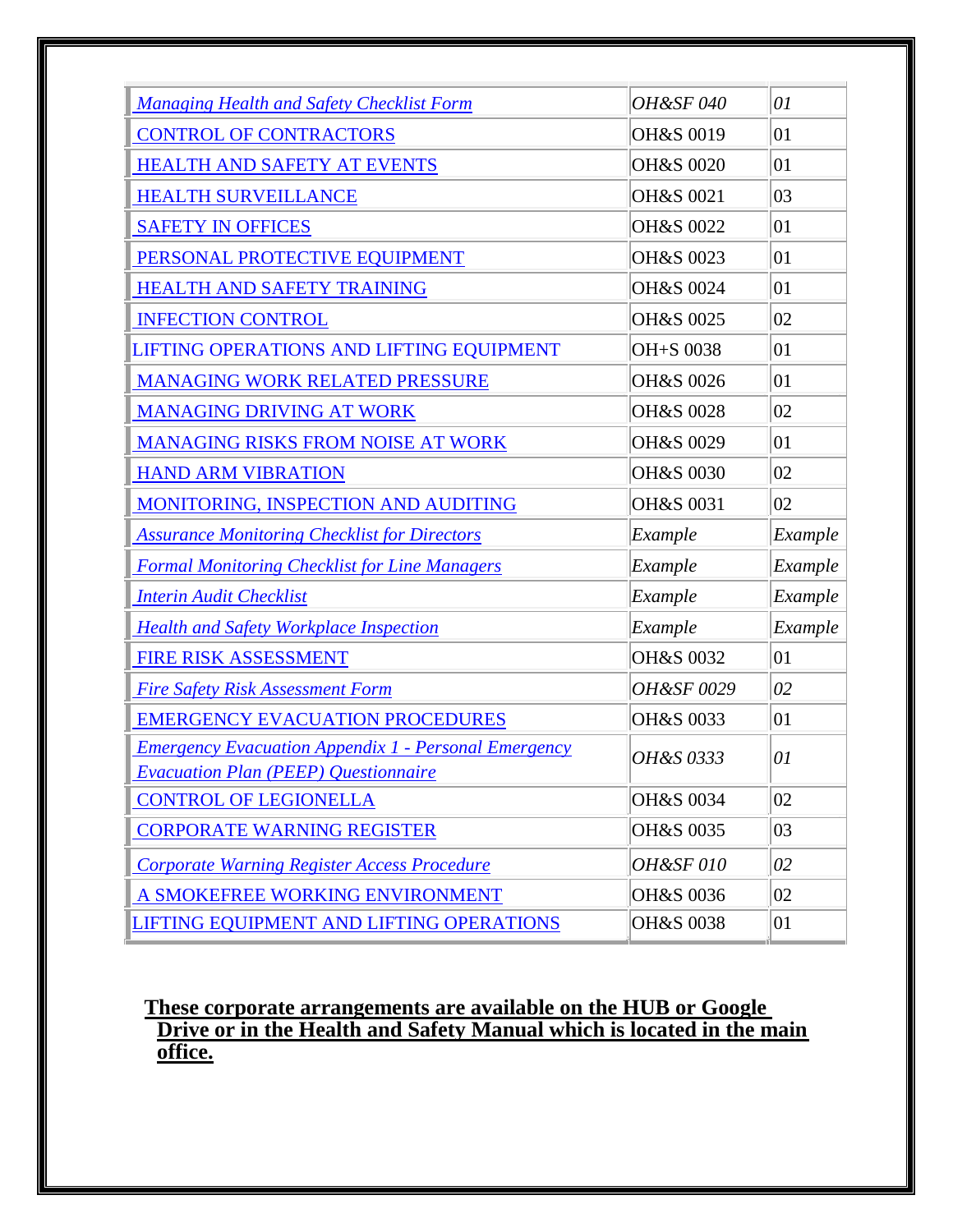| | | |
|---|---|---|
| *Managing Health and Safety Checklist Form* | *OH&SF 040* | *01* |
| CONTROL OF CONTRACTORS | OH&S 0019 | 01 |
| HEALTH AND SAFETY AT EVENTS | OH&S 0020 | 01 |
| HEALTH SURVEILLANCE | OH&S 0021 | 03 |
| SAFETY IN OFFICES | OH&S 0022 | 01 |
| PERSONAL PROTECTIVE EQUIPMENT | OH&S 0023 | 01 |
| HEALTH AND SAFETY TRAINING | OH&S 0024 | 01 |
| INFECTION CONTROL | OH&S 0025 | 02 |
| LIFTING OPERATIONS AND LIFTING EQUIPMENT | OH+S 0038 | 01 |
| MANAGING WORK RELATED PRESSURE | OH&S 0026 | 01 |
| MANAGING DRIVING AT WORK | OH&S 0028 | 02 |
| MANAGING RISKS FROM NOISE AT WORK | OH&S 0029 | 01 |
| HAND ARM VIBRATION | OH&S 0030 | 02 |
| MONITORING, INSPECTION AND AUDITING | OH&S 0031 | 02 |
| *Assurance Monitoring Checklist for Directors* | *Example* | *Example* |
| *Formal Monitoring Checklist for Line Managers* | *Example* | *Example* |
| *Interin Audit Checklist* | *Example* | *Example* |
| *Health and Safety Workplace Inspection* | *Example* | *Example* |
| FIRE RISK ASSESSMENT | OH&S 0032 | 01 |
| *Fire Safety Risk Assessment Form* | *OH&SF 0029* | *02* |
| EMERGENCY EVACUATION PROCEDURES | OH&S 0033 | 01 |
| *Emergency Evacuation Appendix 1 - Personal Emergency Evacuation Plan (PEEP) Questionnaire* | *OH&S 0333* | *01* |
| CONTROL OF LEGIONELLA | OH&S 0034 | 02 |
| CORPORATE WARNING REGISTER | OH&S 0035 | 03 |
| *Corporate Warning Register Access Procedure* | *OH&SF 010* | *02* |
| A SMOKEFREE WORKING ENVIRONMENT | OH&S 0036 | 02 |
| LIFTING EQUIPMENT AND LIFTING OPERATIONS | OH&S 0038 | 01 |

**These corporate arrangements are available on the HUB or Google Drive or in the Health and Safety Manual which is located in the main office.**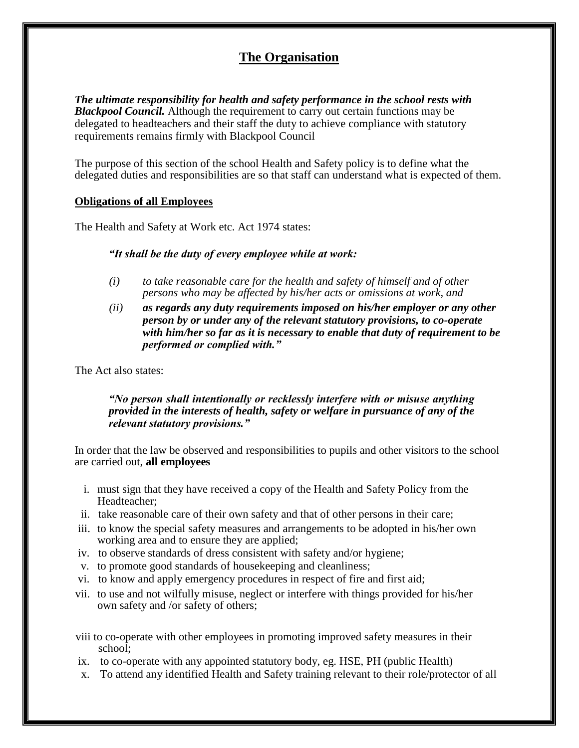## The Organisation

***The ultimate responsibility for health and safety performance in the school rests with Blackpool Council.*** Although the requirement to carry out certain functions may be delegated to headteachers and their staff the duty to achieve compliance with statutory requirements remains firmly with Blackpool Council

The purpose of this section of the school Health and Safety policy is to define what the delegated duties and responsibilities are so that staff can understand what is expected of them.

### Obligations of all Employees

The Health and Safety at Work etc. Act 1974 states:

> ***"It shall be the duty of every employee while at work:***
>
> *(i) to take reasonable care for the health and safety of himself and of other persons who may be affected by his/her acts or omissions at work, and*
>
> *(ii)* ***as regards any duty requirements imposed on his/her employer or any other person by or under any of the relevant statutory provisions, to co-operate with him/her so far as it is necessary to enable that duty of requirement to be performed or complied with."***

The Act also states:

> ***"No person shall intentionally or recklessly interfere with or misuse anything provided in the interests of health, safety or welfare in pursuance of any of the relevant statutory provisions."***

In order that the law be observed and responsibilities to pupils and other visitors to the school are carried out, **all employees**

i. must sign that they have received a copy of the Health and Safety Policy from the Headteacher;
ii. take reasonable care of their own safety and that of other persons in their care;
iii. to know the special safety measures and arrangements to be adopted in his/her own working area and to ensure they are applied;
iv. to observe standards of dress consistent with safety and/or hygiene;
v. to promote good standards of housekeeping and cleanliness;
vi. to know and apply emergency procedures in respect of fire and first aid;
vii. to use and not wilfully misuse, neglect or interfere with things provided for his/her own safety and /or safety of others;

viii to co-operate with other employees in promoting improved safety measures in their school;
ix. to co-operate with any appointed statutory body, eg. HSE, PH (public Health)
x. To attend any identified Health and Safety training relevant to their role/protector of all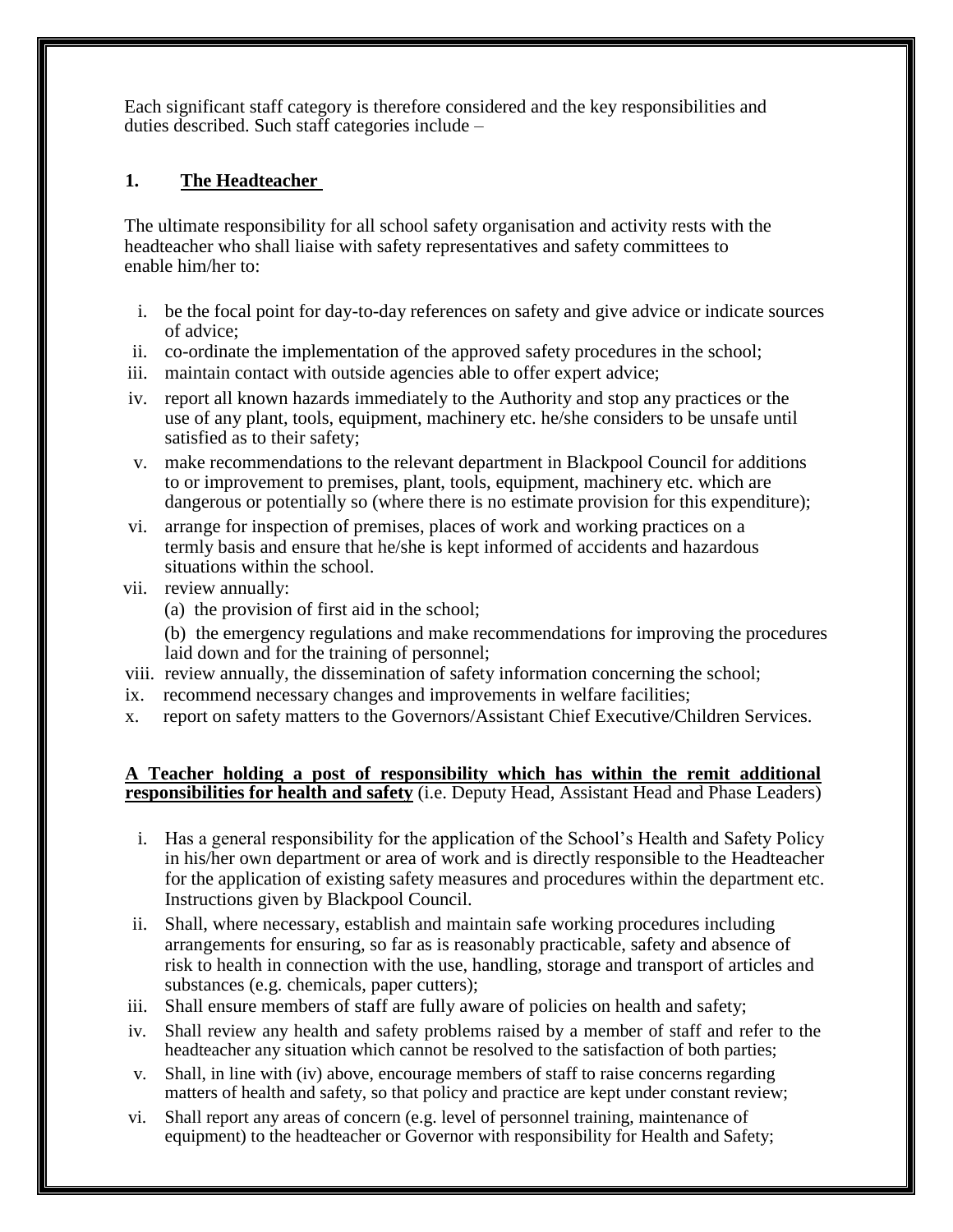Each significant staff category is therefore considered and the key responsibilities and duties described. Such staff categories include –

## 1. The Headteacher

The ultimate responsibility for all school safety organisation and activity rests with the headteacher who shall liaise with safety representatives and safety committees to enable him/her to:

i. be the focal point for day-to-day references on safety and give advice or indicate sources of advice;
ii. co-ordinate the implementation of the approved safety procedures in the school;
iii. maintain contact with outside agencies able to offer expert advice;
iv. report all known hazards immediately to the Authority and stop any practices or the use of any plant, tools, equipment, machinery etc. he/she considers to be unsafe until satisfied as to their safety;
v. make recommendations to the relevant department in Blackpool Council for additions to or improvement to premises, plant, tools, equipment, machinery etc. which are dangerous or potentially so (where there is no estimate provision for this expenditure);
vi. arrange for inspection of premises, places of work and working practices on a termly basis and ensure that he/she is kept informed of accidents and hazardous situations within the school.
vii. review annually:
   (a) the provision of first aid in the school;
   (b) the emergency regulations and make recommendations for improving the procedures laid down and for the training of personnel;
viii. review annually, the dissemination of safety information concerning the school;
ix. recommend necessary changes and improvements in welfare facilities;
x. report on safety matters to the Governors/Assistant Chief Executive/Children Services.

**A Teacher holding a post of responsibility which has within the remit additional responsibilities for health and safety** (i.e. Deputy Head, Assistant Head and Phase Leaders)

i. Has a general responsibility for the application of the School's Health and Safety Policy in his/her own department or area of work and is directly responsible to the Headteacher for the application of existing safety measures and procedures within the department etc. Instructions given by Blackpool Council.
ii. Shall, where necessary, establish and maintain safe working procedures including arrangements for ensuring, so far as is reasonably practicable, safety and absence of risk to health in connection with the use, handling, storage and transport of articles and substances (e.g. chemicals, paper cutters);
iii. Shall ensure members of staff are fully aware of policies on health and safety;
iv. Shall review any health and safety problems raised by a member of staff and refer to the headteacher any situation which cannot be resolved to the satisfaction of both parties;
v. Shall, in line with (iv) above, encourage members of staff to raise concerns regarding matters of health and safety, so that policy and practice are kept under constant review;
vi. Shall report any areas of concern (e.g. level of personnel training, maintenance of equipment) to the headteacher or Governor with responsibility for Health and Safety;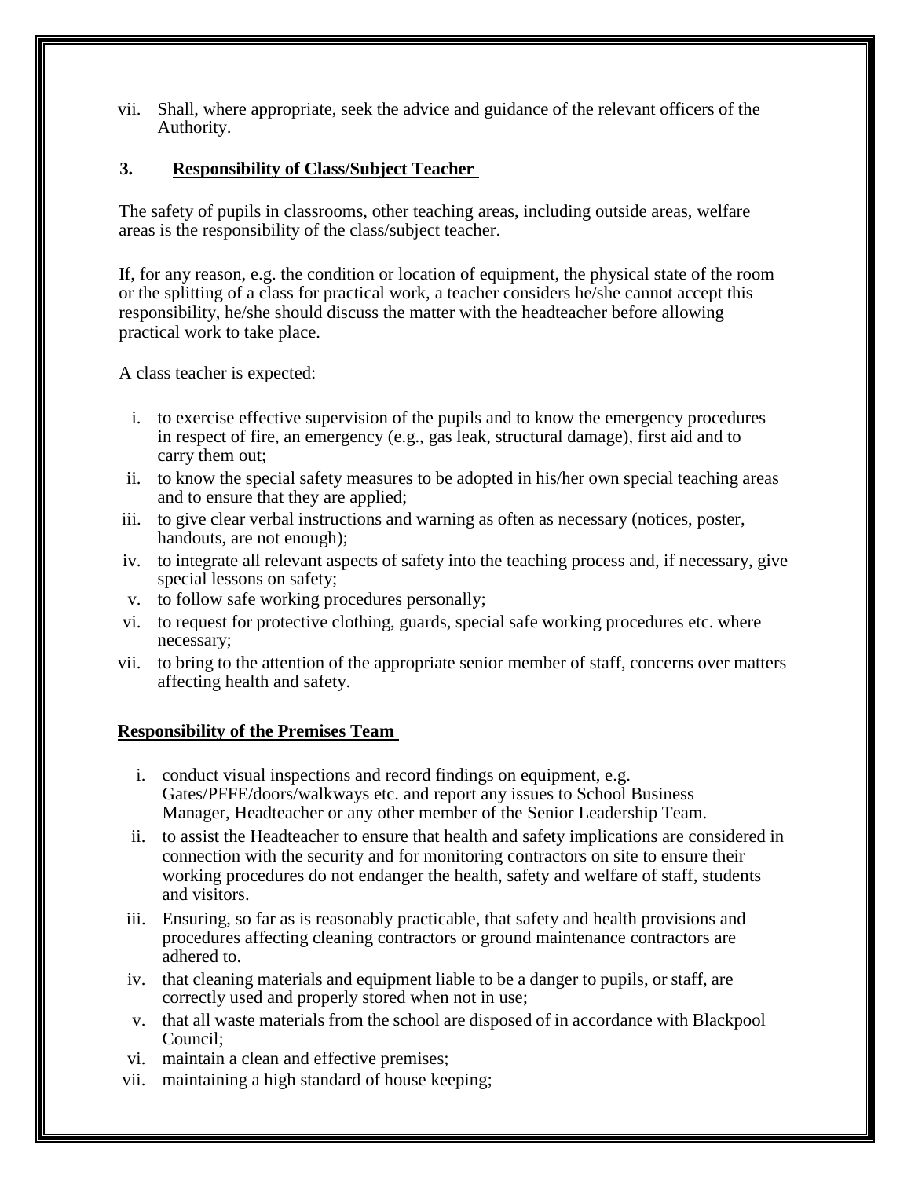vii. Shall, where appropriate, seek the advice and guidance of the relevant officers of the Authority.

## 3. Responsibility of Class/Subject Teacher

The safety of pupils in classrooms, other teaching areas, including outside areas, welfare areas is the responsibility of the class/subject teacher.

If, for any reason, e.g. the condition or location of equipment, the physical state of the room or the splitting of a class for practical work, a teacher considers he/she cannot accept this responsibility, he/she should discuss the matter with the headteacher before allowing practical work to take place.

A class teacher is expected:

i. to exercise effective supervision of the pupils and to know the emergency procedures in respect of fire, an emergency (e.g., gas leak, structural damage), first aid and to carry them out;
ii. to know the special safety measures to be adopted in his/her own special teaching areas and to ensure that they are applied;
iii. to give clear verbal instructions and warning as often as necessary (notices, poster, handouts, are not enough);
iv. to integrate all relevant aspects of safety into the teaching process and, if necessary, give special lessons on safety;
v. to follow safe working procedures personally;
vi. to request for protective clothing, guards, special safe working procedures etc. where necessary;
vii. to bring to the attention of the appropriate senior member of staff, concerns over matters affecting health and safety.

## Responsibility of the Premises Team

i. conduct visual inspections and record findings on equipment, e.g. Gates/PFFE/doors/walkways etc. and report any issues to School Business Manager, Headteacher or any other member of the Senior Leadership Team.
ii. to assist the Headteacher to ensure that health and safety implications are considered in connection with the security and for monitoring contractors on site to ensure their working procedures do not endanger the health, safety and welfare of staff, students and visitors.
iii. Ensuring, so far as is reasonably practicable, that safety and health provisions and procedures affecting cleaning contractors or ground maintenance contractors are adhered to.
iv. that cleaning materials and equipment liable to be a danger to pupils, or staff, are correctly used and properly stored when not in use;
v. that all waste materials from the school are disposed of in accordance with Blackpool Council;
vi. maintain a clean and effective premises;
vii. maintaining a high standard of house keeping;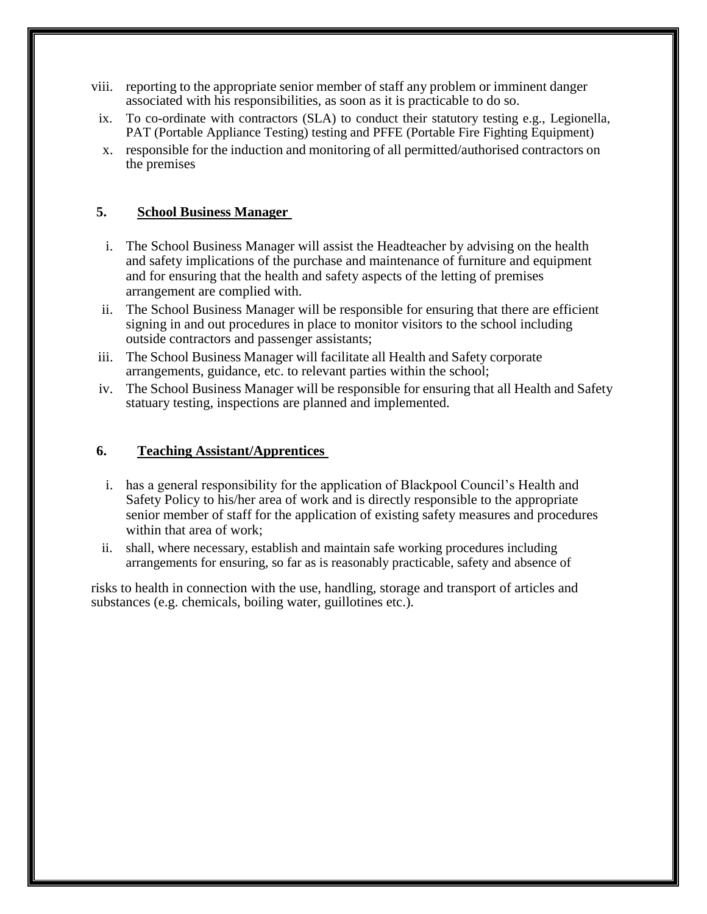viii. reporting to the appropriate senior member of staff any problem or imminent danger associated with his responsibilities, as soon as it is practicable to do so.

ix. To co-ordinate with contractors (SLA) to conduct their statutory testing e.g., Legionella, PAT (Portable Appliance Testing) testing and PFFE (Portable Fire Fighting Equipment)

x. responsible for the induction and monitoring of all permitted/authorised contractors on the premises

## 5. School Business Manager

i. The School Business Manager will assist the Headteacher by advising on the health and safety implications of the purchase and maintenance of furniture and equipment and for ensuring that the health and safety aspects of the letting of premises arrangement are complied with.

ii. The School Business Manager will be responsible for ensuring that there are efficient signing in and out procedures in place to monitor visitors to the school including outside contractors and passenger assistants;

iii. The School Business Manager will facilitate all Health and Safety corporate arrangements, guidance, etc. to relevant parties within the school;

iv. The School Business Manager will be responsible for ensuring that all Health and Safety statuary testing, inspections are planned and implemented.

## 6. Teaching Assistant/Apprentices

i. has a general responsibility for the application of Blackpool Council's Health and Safety Policy to his/her area of work and is directly responsible to the appropriate senior member of staff for the application of existing safety measures and procedures within that area of work;

ii. shall, where necessary, establish and maintain safe working procedures including arrangements for ensuring, so far as is reasonably practicable, safety and absence of

risks to health in connection with the use, handling, storage and transport of articles and substances (e.g. chemicals, boiling water, guillotines etc.).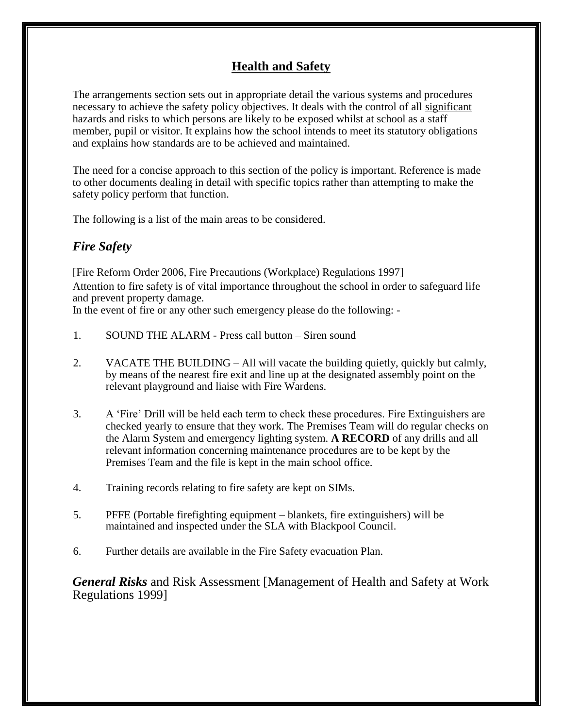## **Health and Safety**

The arrangements section sets out in appropriate detail the various systems and procedures necessary to achieve the safety policy objectives. It deals with the control of all significant hazards and risks to which persons are likely to be exposed whilst at school as a staff member, pupil or visitor. It explains how the school intends to meet its statutory obligations and explains how standards are to be achieved and maintained.

The need for a concise approach to this section of the policy is important. Reference is made to other documents dealing in detail with specific topics rather than attempting to make the safety policy perform that function.

The following is a list of the main areas to be considered.

### *Fire Safety*

[Fire Reform Order 2006, Fire Precautions (Workplace) Regulations 1997]

Attention to fire safety is of vital importance throughout the school in order to safeguard life and prevent property damage.

In the event of fire or any other such emergency please do the following: -

1. SOUND THE ALARM - Press call button – Siren sound
2. VACATE THE BUILDING – All will vacate the building quietly, quickly but calmly, by means of the nearest fire exit and line up at the designated assembly point on the relevant playground and liaise with Fire Wardens.
3. A 'Fire' Drill will be held each term to check these procedures. Fire Extinguishers are checked yearly to ensure that they work. The Premises Team will do regular checks on the Alarm System and emergency lighting system. **A RECORD** of any drills and all relevant information concerning maintenance procedures are to be kept by the Premises Team and the file is kept in the main school office.
4. Training records relating to fire safety are kept on SIMs.
5. PFFE (Portable firefighting equipment – blankets, fire extinguishers) will be maintained and inspected under the SLA with Blackpool Council.
6. Further details are available in the Fire Safety evacuation Plan.

### ***General Risks*** and Risk Assessment [Management of Health and Safety at Work Regulations 1999]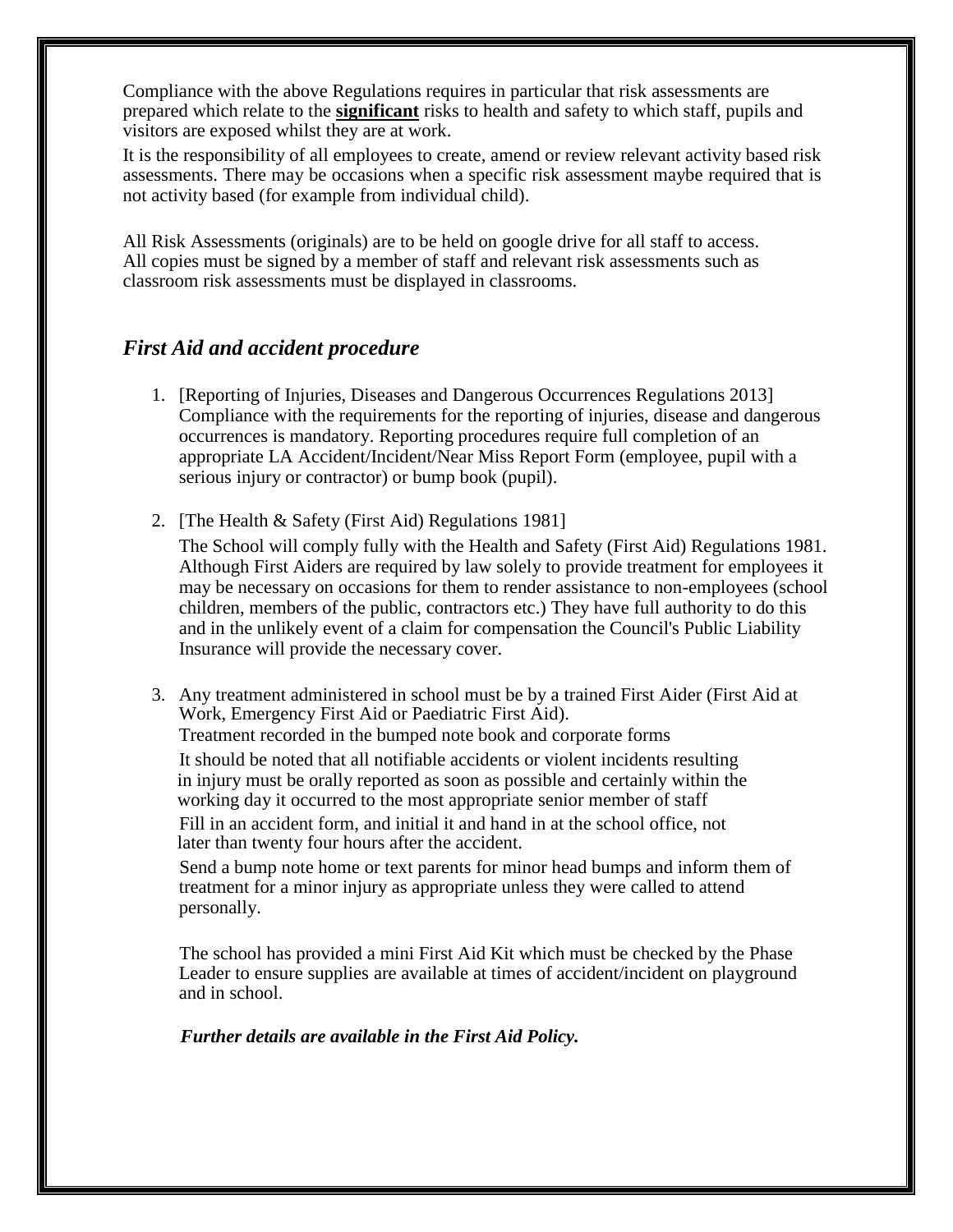Compliance with the above Regulations requires in particular that risk assessments are prepared which relate to the **significant** risks to health and safety to which staff, pupils and visitors are exposed whilst they are at work.

It is the responsibility of all employees to create, amend or review relevant activity based risk assessments. There may be occasions when a specific risk assessment maybe required that is not activity based (for example from individual child).

All Risk Assessments (originals) are to be held on google drive for all staff to access. All copies must be signed by a member of staff and relevant risk assessments such as classroom risk assessments must be displayed in classrooms.

## *First Aid and accident procedure*

1. [Reporting of Injuries, Diseases and Dangerous Occurrences Regulations 2013] Compliance with the requirements for the reporting of injuries, disease and dangerous occurrences is mandatory. Reporting procedures require full completion of an appropriate LA Accident/Incident/Near Miss Report Form (employee, pupil with a serious injury or contractor) or bump book (pupil).

2. [The Health & Safety (First Aid) Regulations 1981]

   The School will comply fully with the Health and Safety (First Aid) Regulations 1981. Although First Aiders are required by law solely to provide treatment for employees it may be necessary on occasions for them to render assistance to non-employees (school children, members of the public, contractors etc.) They have full authority to do this and in the unlikely event of a claim for compensation the Council's Public Liability Insurance will provide the necessary cover.

3. Any treatment administered in school must be by a trained First Aider (First Aid at Work, Emergency First Aid or Paediatric First Aid).

   Treatment recorded in the bumped note book and corporate forms

   It should be noted that all notifiable accidents or violent incidents resulting in injury must be orally reported as soon as possible and certainly within the working day it occurred to the most appropriate senior member of staff

   Fill in an accident form, and initial it and hand in at the school office, not later than twenty four hours after the accident.

   Send a bump note home or text parents for minor head bumps and inform them of treatment for a minor injury as appropriate unless they were called to attend personally.

   The school has provided a mini First Aid Kit which must be checked by the Phase Leader to ensure supplies are available at times of accident/incident on playground and in school.

   ***Further details are available in the First Aid Policy.***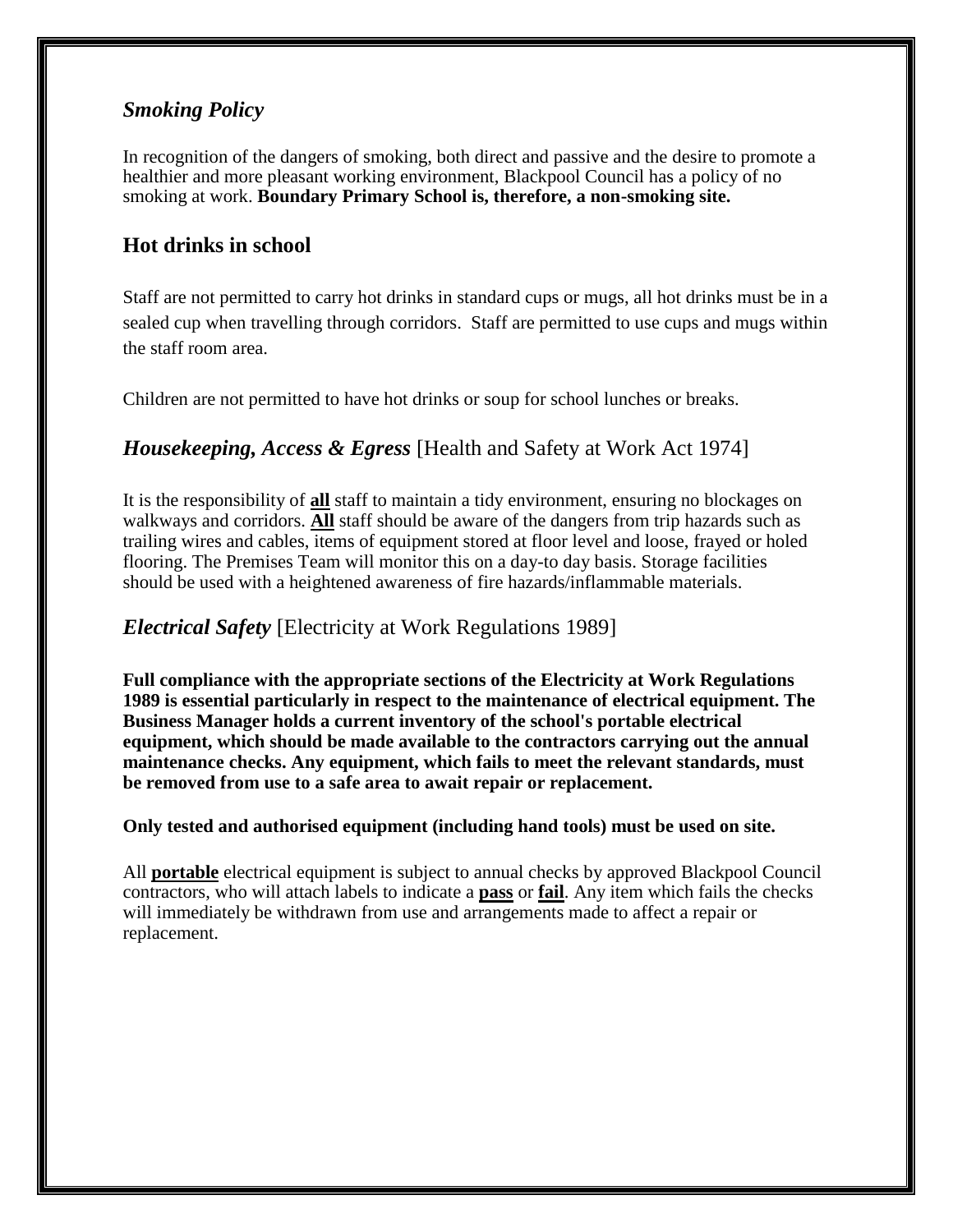### *Smoking Policy*

In recognition of the dangers of smoking, both direct and passive and the desire to promote a healthier and more pleasant working environment, Blackpool Council has a policy of no smoking at work. **Boundary Primary School is, therefore, a non-smoking site.**

## Hot drinks in school

Staff are not permitted to carry hot drinks in standard cups or mugs, all hot drinks must be in a sealed cup when travelling through corridors. Staff are permitted to use cups and mugs within the staff room area.

Children are not permitted to have hot drinks or soup for school lunches or breaks.

## *Housekeeping, Access & Egress* [Health and Safety at Work Act 1974]

It is the responsibility of **all** staff to maintain a tidy environment, ensuring no blockages on walkways and corridors. **All** staff should be aware of the dangers from trip hazards such as trailing wires and cables, items of equipment stored at floor level and loose, frayed or holed flooring. The Premises Team will monitor this on a day-to day basis. Storage facilities should be used with a heightened awareness of fire hazards/inflammable materials.

## *Electrical Safety* [Electricity at Work Regulations 1989]

**Full compliance with the appropriate sections of the Electricity at Work Regulations 1989 is essential particularly in respect to the maintenance of electrical equipment. The Business Manager holds a current inventory of the school's portable electrical equipment, which should be made available to the contractors carrying out the annual maintenance checks. Any equipment, which fails to meet the relevant standards, must be removed from use to a safe area to await repair or replacement.**

**Only tested and authorised equipment (including hand tools) must be used on site.**

All **portable** electrical equipment is subject to annual checks by approved Blackpool Council contractors, who will attach labels to indicate a **pass** or **fail**. Any item which fails the checks will immediately be withdrawn from use and arrangements made to affect a repair or replacement.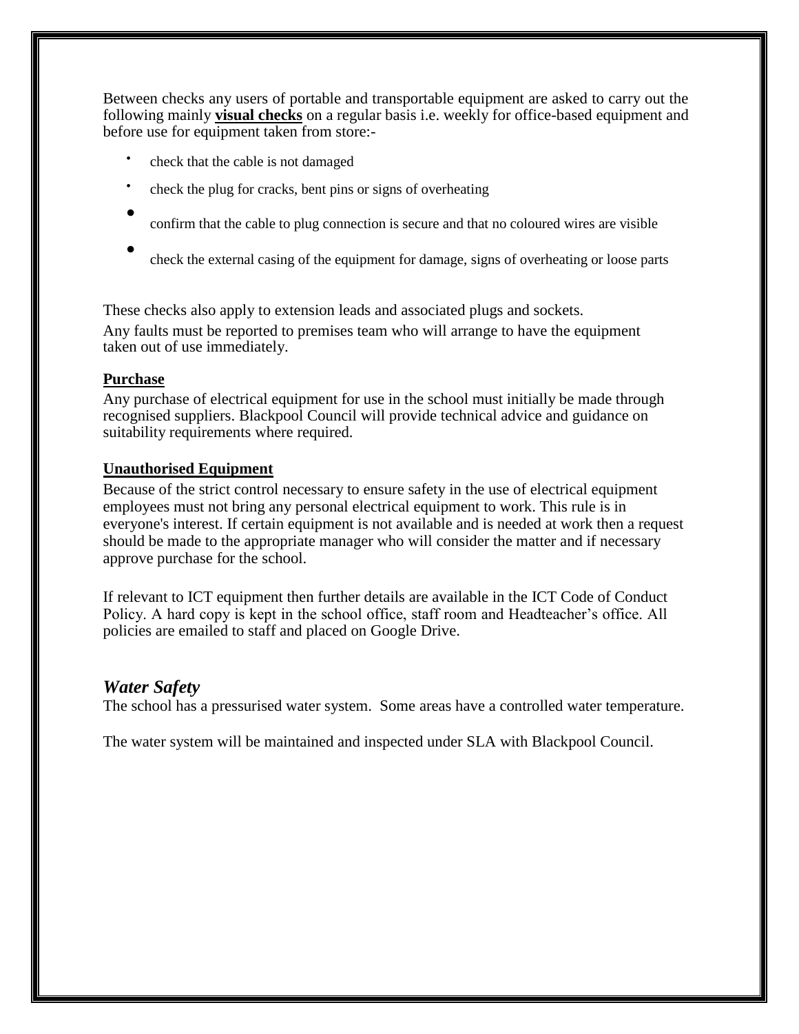Between checks any users of portable and transportable equipment are asked to carry out the following mainly **visual checks** on a regular basis i.e. weekly for office-based equipment and before use for equipment taken from store:-

- check that the cable is not damaged
- check the plug for cracks, bent pins or signs of overheating
- confirm that the cable to plug connection is secure and that no coloured wires are visible
- check the external casing of the equipment for damage, signs of overheating or loose parts

These checks also apply to extension leads and associated plugs and sockets.

Any faults must be reported to premises team who will arrange to have the equipment taken out of use immediately.

**Purchase**

Any purchase of electrical equipment for use in the school must initially be made through recognised suppliers. Blackpool Council will provide technical advice and guidance on suitability requirements where required.

**Unauthorised Equipment**

Because of the strict control necessary to ensure safety in the use of electrical equipment employees must not bring any personal electrical equipment to work. This rule is in everyone's interest. If certain equipment is not available and is needed at work then a request should be made to the appropriate manager who will consider the matter and if necessary approve purchase for the school.

If relevant to ICT equipment then further details are available in the ICT Code of Conduct Policy. A hard copy is kept in the school office, staff room and Headteacher's office. All policies are emailed to staff and placed on Google Drive.

## *Water Safety*

The school has a pressurised water system. Some areas have a controlled water temperature.

The water system will be maintained and inspected under SLA with Blackpool Council.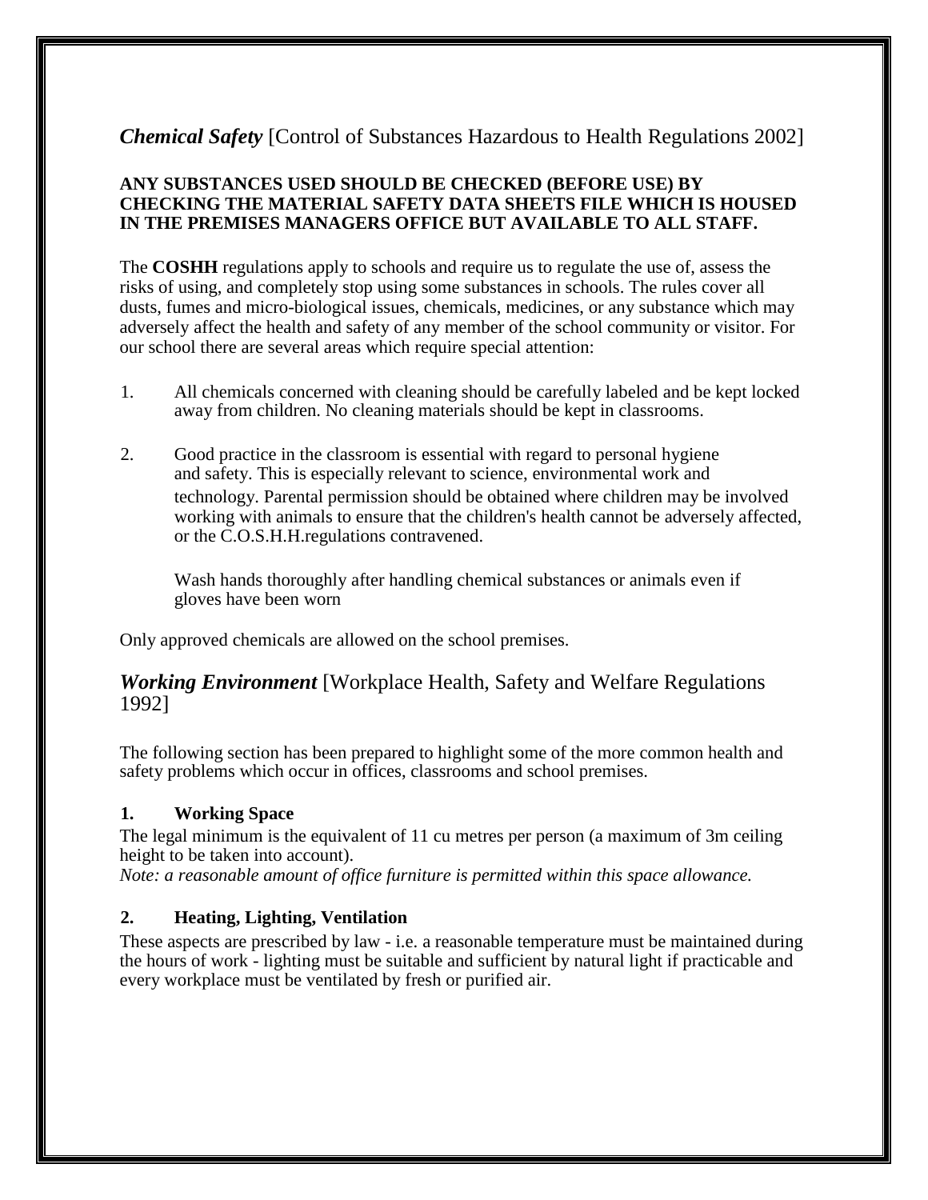## *Chemical Safety* [Control of Substances Hazardous to Health Regulations 2002]

**ANY SUBSTANCES USED SHOULD BE CHECKED (BEFORE USE) BY CHECKING THE MATERIAL SAFETY DATA SHEETS FILE WHICH IS HOUSED IN THE PREMISES MANAGERS OFFICE BUT AVAILABLE TO ALL STAFF.**

The **COSHH** regulations apply to schools and require us to regulate the use of, assess the risks of using, and completely stop using some substances in schools. The rules cover all dusts, fumes and micro-biological issues, chemicals, medicines, or any substance which may adversely affect the health and safety of any member of the school community or visitor. For our school there are several areas which require special attention:

1. All chemicals concerned with cleaning should be carefully labeled and be kept locked away from children. No cleaning materials should be kept in classrooms.

2. Good practice in the classroom is essential with regard to personal hygiene and safety. This is especially relevant to science, environmental work and technology. Parental permission should be obtained where children may be involved working with animals to ensure that the children's health cannot be adversely affected, or the C.O.S.H.H.regulations contravened.

   Wash hands thoroughly after handling chemical substances or animals even if gloves have been worn

Only approved chemicals are allowed on the school premises.

## *Working Environment* [Workplace Health, Safety and Welfare Regulations 1992]

The following section has been prepared to highlight some of the more common health and safety problems which occur in offices, classrooms and school premises.

### 1. Working Space

The legal minimum is the equivalent of 11 cu metres per person (a maximum of 3m ceiling height to be taken into account).
*Note: a reasonable amount of office furniture is permitted within this space allowance.*

### 2. Heating, Lighting, Ventilation

These aspects are prescribed by law - i.e. a reasonable temperature must be maintained during the hours of work - lighting must be suitable and sufficient by natural light if practicable and every workplace must be ventilated by fresh or purified air.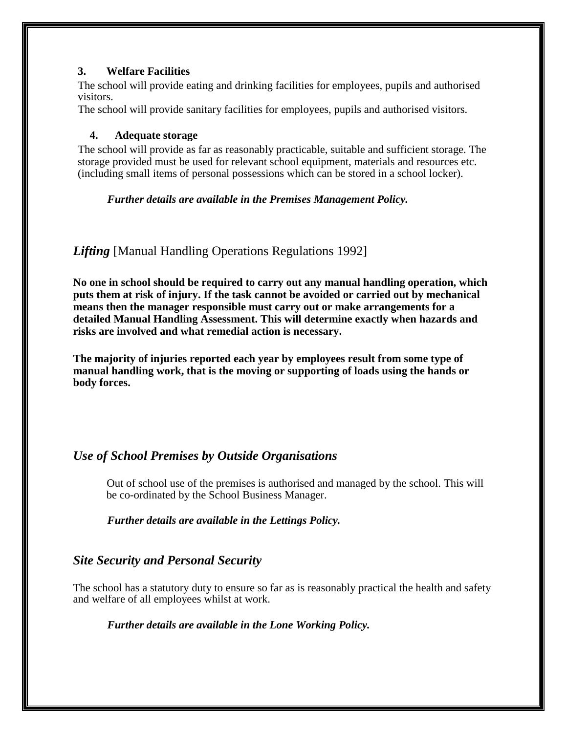### 3. Welfare Facilities

The school will provide eating and drinking facilities for employees, pupils and authorised visitors.

The school will provide sanitary facilities for employees, pupils and authorised visitors.

### 4. Adequate storage

The school will provide as far as reasonably practicable, suitable and sufficient storage. The storage provided must be used for relevant school equipment, materials and resources etc. (including small items of personal possessions which can be stored in a school locker).

***Further details are available in the Premises Management Policy.***

## *Lifting* [Manual Handling Operations Regulations 1992]

**No one in school should be required to carry out any manual handling operation, which puts them at risk of injury. If the task cannot be avoided or carried out by mechanical means then the manager responsible must carry out or make arrangements for a detailed Manual Handling Assessment. This will determine exactly when hazards and risks are involved and what remedial action is necessary.**

**The majority of injuries reported each year by employees result from some type of manual handling work, that is the moving or supporting of loads using the hands or body forces.**

## *Use of School Premises by Outside Organisations*

Out of school use of the premises is authorised and managed by the school. This will be co-ordinated by the School Business Manager.

***Further details are available in the Lettings Policy.***

## *Site Security and Personal Security*

The school has a statutory duty to ensure so far as is reasonably practical the health and safety and welfare of all employees whilst at work.

***Further details are available in the Lone Working Policy.***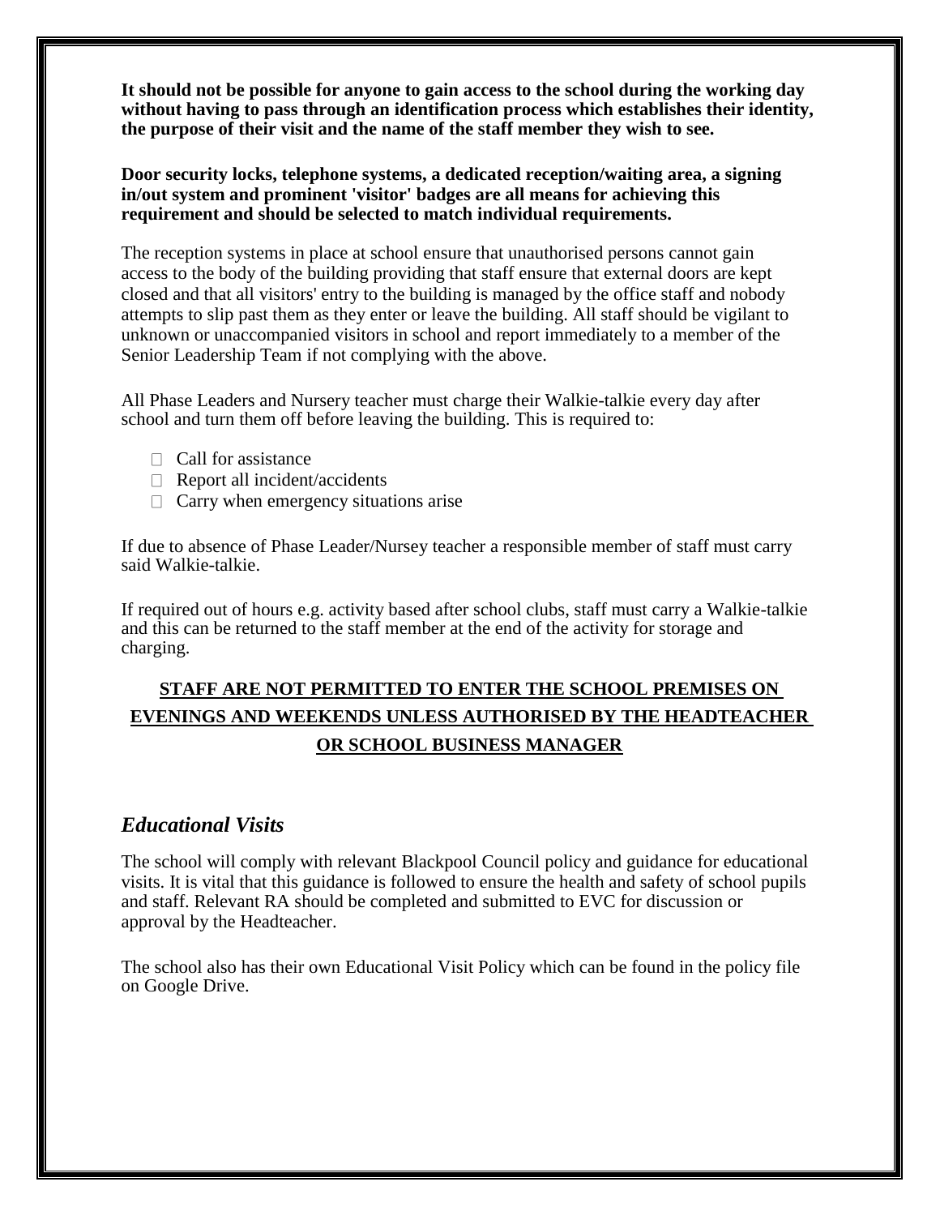**It should not be possible for anyone to gain access to the school during the working day without having to pass through an identification process which establishes their identity, the purpose of their visit and the name of the staff member they wish to see.**

**Door security locks, telephone systems, a dedicated reception/waiting area, a signing in/out system and prominent 'visitor' badges are all means for achieving this requirement and should be selected to match individual requirements.**

The reception systems in place at school ensure that unauthorised persons cannot gain access to the body of the building providing that staff ensure that external doors are kept closed and that all visitors' entry to the building is managed by the office staff and nobody attempts to slip past them as they enter or leave the building. All staff should be vigilant to unknown or unaccompanied visitors in school and report immediately to a member of the Senior Leadership Team if not complying with the above.

All Phase Leaders and Nursery teacher must charge their Walkie-talkie every day after school and turn them off before leaving the building. This is required to:

- Call for assistance
- Report all incident/accidents
- Carry when emergency situations arise

If due to absence of Phase Leader/Nursey teacher a responsible member of staff must carry said Walkie-talkie.

If required out of hours e.g. activity based after school clubs, staff must carry a Walkie-talkie and this can be returned to the staff member at the end of the activity for storage and charging.

**STAFF ARE NOT PERMITTED TO ENTER THE SCHOOL PREMISES ON EVENINGS AND WEEKENDS UNLESS AUTHORISED BY THE HEADTEACHER OR SCHOOL BUSINESS MANAGER**

## *Educational Visits*

The school will comply with relevant Blackpool Council policy and guidance for educational visits. It is vital that this guidance is followed to ensure the health and safety of school pupils and staff. Relevant RA should be completed and submitted to EVC for discussion or approval by the Headteacher.

The school also has their own Educational Visit Policy which can be found in the policy file on Google Drive.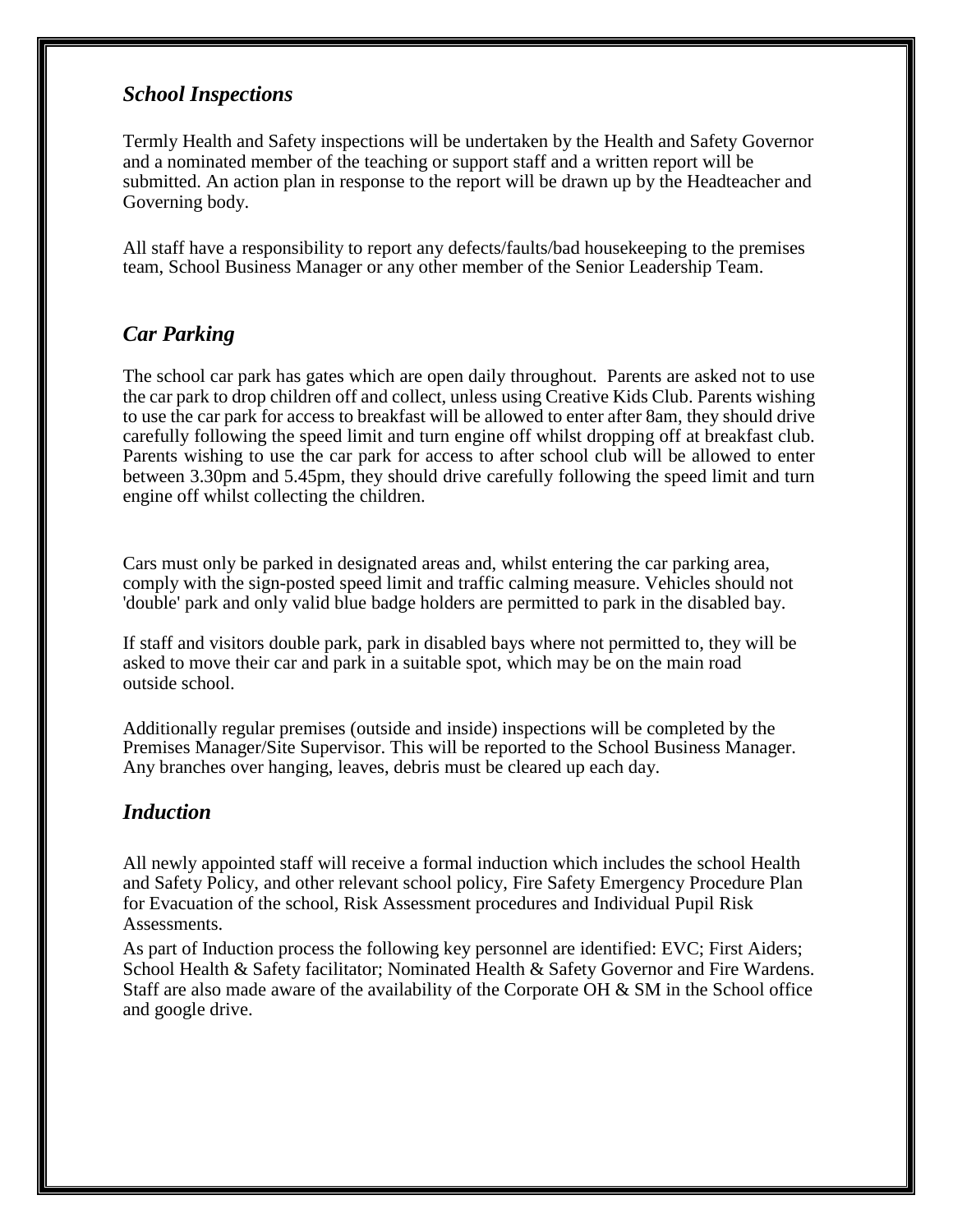### *School Inspections*

Termly Health and Safety inspections will be undertaken by the Health and Safety Governor and a nominated member of the teaching or support staff and a written report will be submitted. An action plan in response to the report will be drawn up by the Headteacher and Governing body.

All staff have a responsibility to report any defects/faults/bad housekeeping to the premises team, School Business Manager or any other member of the Senior Leadership Team.

### *Car Parking*

The school car park has gates which are open daily throughout. Parents are asked not to use the car park to drop children off and collect, unless using Creative Kids Club. Parents wishing to use the car park for access to breakfast will be allowed to enter after 8am, they should drive carefully following the speed limit and turn engine off whilst dropping off at breakfast club. Parents wishing to use the car park for access to after school club will be allowed to enter between 3.30pm and 5.45pm, they should drive carefully following the speed limit and turn engine off whilst collecting the children.

Cars must only be parked in designated areas and, whilst entering the car parking area, comply with the sign-posted speed limit and traffic calming measure. Vehicles should not 'double' park and only valid blue badge holders are permitted to park in the disabled bay.

If staff and visitors double park, park in disabled bays where not permitted to, they will be asked to move their car and park in a suitable spot, which may be on the main road outside school.

Additionally regular premises (outside and inside) inspections will be completed by the Premises Manager/Site Supervisor. This will be reported to the School Business Manager. Any branches over hanging, leaves, debris must be cleared up each day.

### *Induction*

All newly appointed staff will receive a formal induction which includes the school Health and Safety Policy, and other relevant school policy, Fire Safety Emergency Procedure Plan for Evacuation of the school, Risk Assessment procedures and Individual Pupil Risk Assessments.

As part of Induction process the following key personnel are identified: EVC; First Aiders; School Health & Safety facilitator; Nominated Health & Safety Governor and Fire Wardens. Staff are also made aware of the availability of the Corporate OH & SM in the School office and google drive.